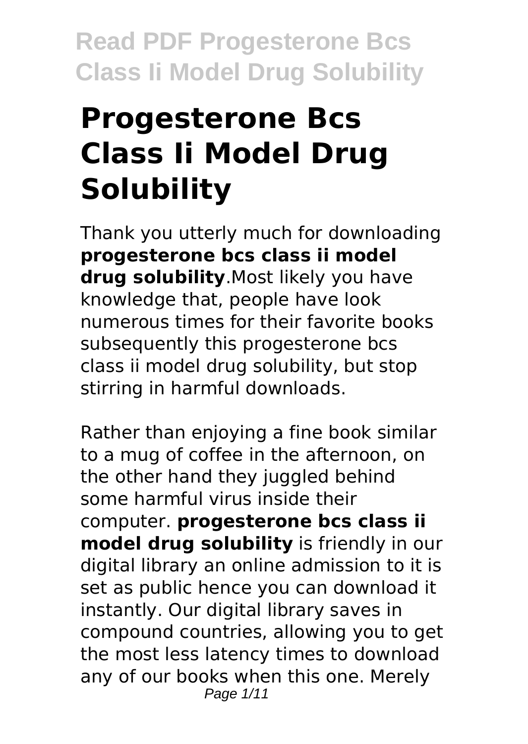// Progesterone Bcs Class Ii Model Drug Solubility

Thank you utterly much for downloading **progesterone bcs class ii model drug solubility**.Most likely you have knowledge that, people have look numerous times for their favorite books subsequently this progesterone bcs class ii model drug solubility, but stop stirring in harmful downloads.

Rather than enjoying a fine book similar to a mug of coffee in the afternoon, on the other hand they juggled behind some harmful virus inside their computer. **progesterone bcs class ii model drug solubility** is friendly in our digital library an online admission to it is set as public hence you can download it instantly. Our digital library saves in compound countries, allowing you to get the most less latency times to download any of our books when this one. Merely

# Progesterone Bcs Class Ii Model Drug Solubility

Thank you utterly much for downloading **progesterone bcs class ii model drug solubility**.Most likely you have knowledge that, people have look numerous times for their favorite books subsequently this progesterone bcs class ii model drug solubility, but stop stirring in harmful downloads.

Rather than enjoying a fine book similar to a mug of coffee in the afternoon, on the other hand they juggled behind some harmful virus inside their computer. **progesterone bcs class ii model drug solubility** is friendly in our digital library an online admission to it is set as public hence you can download it instantly. Our digital library saves in compound countries, allowing you to get the most less latency times to download any of our books when this one. Merely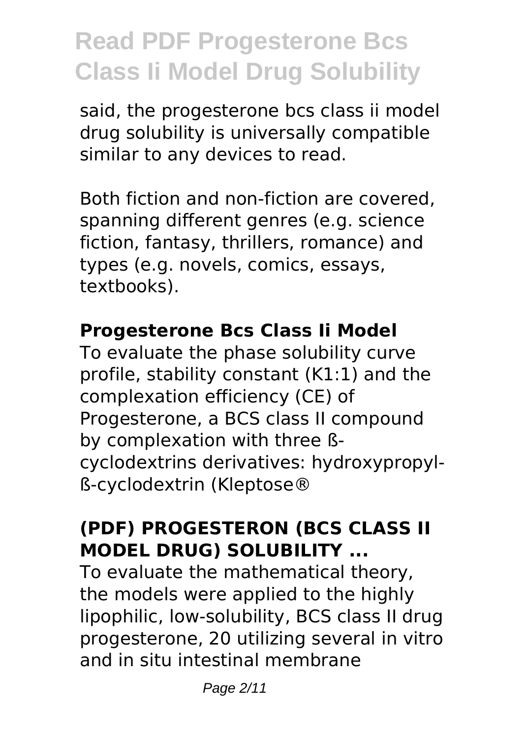said, the progesterone bcs class ii model drug solubility is universally compatible similar to any devices to read.

Both fiction and non-fiction are covered, spanning different genres (e.g. science fiction, fantasy, thrillers, romance) and types (e.g. novels, comics, essays, textbooks).

## Progesterone Bcs Class Ii Model

To evaluate the phase solubility curve profile, stability constant (K1:1) and the complexation efficiency (CE) of Progesterone, a BCS class II compound by complexation with three ß-cyclodextrins derivatives: hydroxypropyl-ß-cyclodextrin (Kleptose®

## (PDF) PROGESTERON (BCS CLASS II MODEL DRUG) SOLUBILITY ...

To evaluate the mathematical theory, the models were applied to the highly lipophilic, low-solubility, BCS class II drug progesterone, 20 utilizing several in vitro and in situ intestinal membrane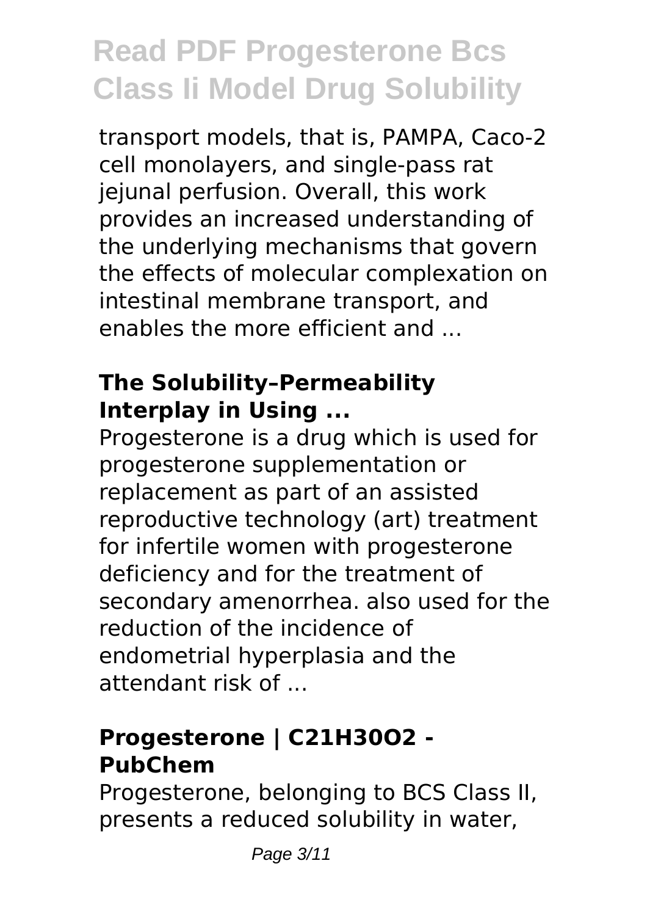transport models, that is, PAMPA, Caco-2 cell monolayers, and single-pass rat jejunal perfusion. Overall, this work provides an increased understanding of the underlying mechanisms that govern the effects of molecular complexation on intestinal membrane transport, and enables the more efficient and ...

### The Solubility–Permeability Interplay in Using ...

Progesterone is a drug which is used for progesterone supplementation or replacement as part of an assisted reproductive technology (art) treatment for infertile women with progesterone deficiency and for the treatment of secondary amenorrhea. also used for the reduction of the incidence of endometrial hyperplasia and the attendant risk of ...

### Progesterone | $C_{21}H_{30}O_2$ - PubChem

Progesterone, belonging to BCS Class II, presents a reduced solubility in water,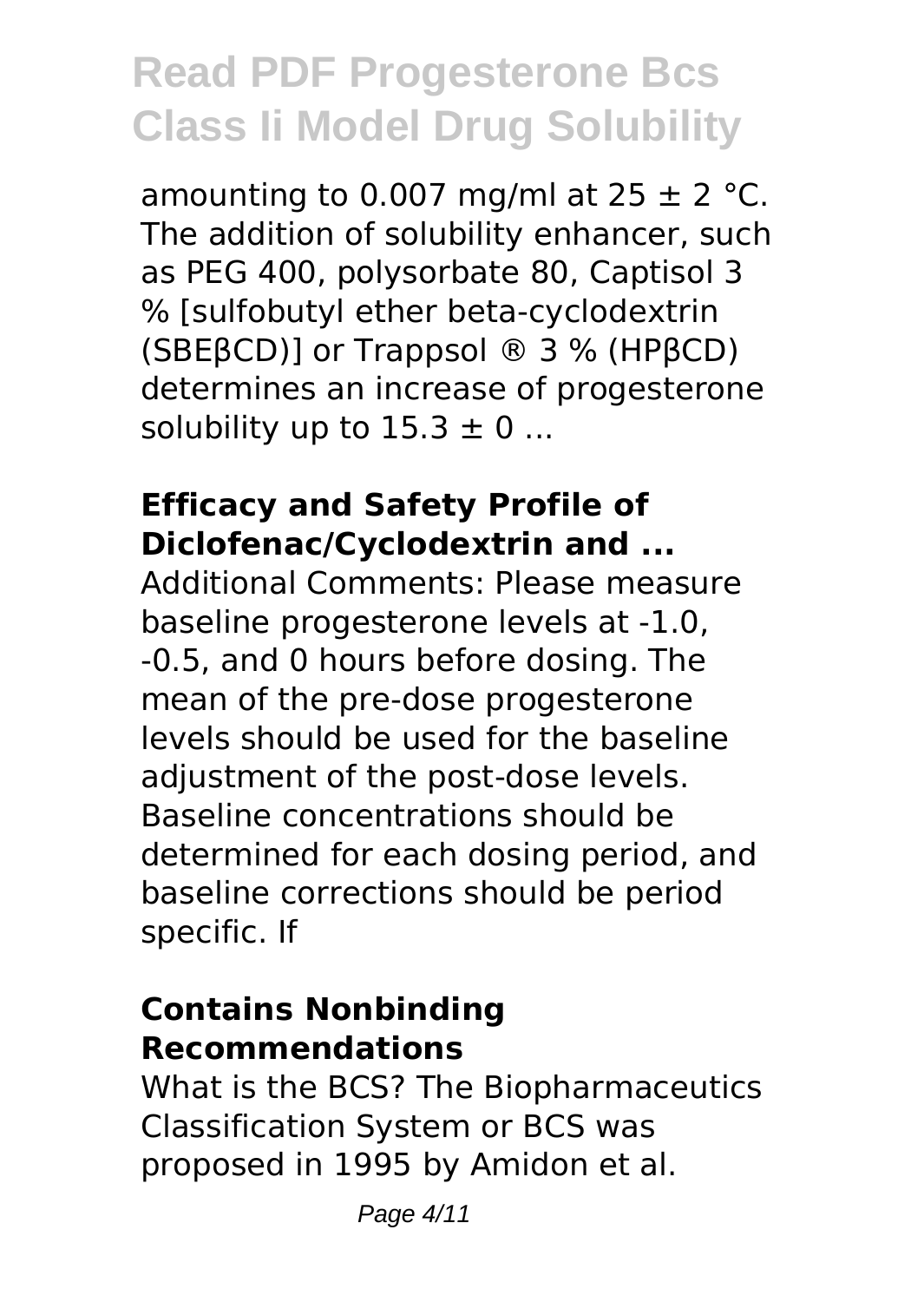amounting to 0.007 mg/ml at 25 ± 2 °C. The addition of solubility enhancer, such as PEG 400, polysorbate 80, Captisol 3 % [sulfobutyl ether beta-cyclodextrin (SBEβCD)] or Trappsol ® 3 % (HPβCD) determines an increase of progesterone solubility up to 15.3 ± 0 ...

### Efficacy and Safety Profile of Diclofenac/Cyclodextrin and ...

Additional Comments: Please measure baseline progesterone levels at -1.0, -0.5, and 0 hours before dosing. The mean of the pre-dose progesterone levels should be used for the baseline adjustment of the post-dose levels. Baseline concentrations should be determined for each dosing period, and baseline corrections should be period specific. If

### Contains Nonbinding Recommendations

What is the BCS? The Biopharmaceutics Classification System or BCS was proposed in 1995 by Amidon et al.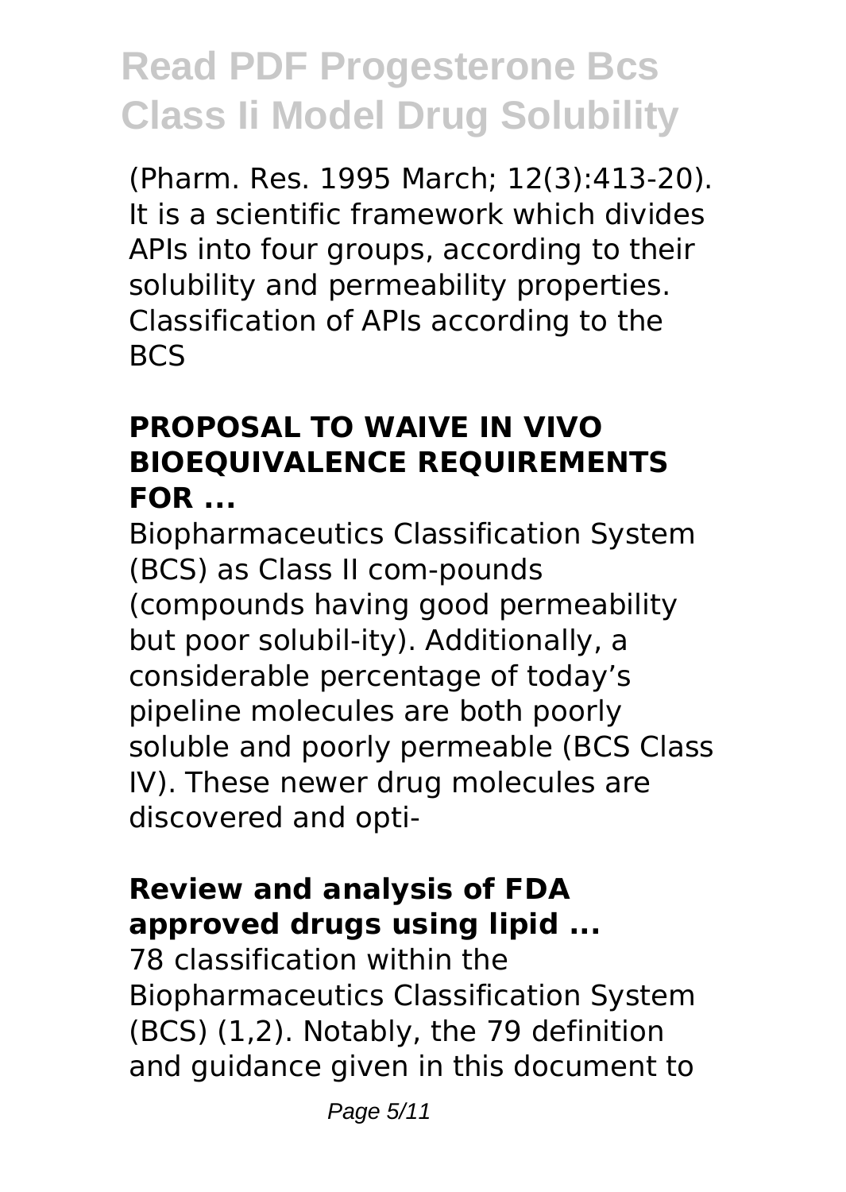(Pharm. Res. 1995 March; 12(3):413-20). It is a scientific framework which divides APIs into four groups, according to their solubility and permeability properties. Classification of APIs according to the BCS

## PROPOSAL TO WAIVE IN VIVO BIOEQUIVALENCE REQUIREMENTS FOR ...

Biopharmaceutics Classification System (BCS) as Class II com-pounds (compounds having good permeability but poor solubil-ity). Additionally, a considerable percentage of today's pipeline molecules are both poorly soluble and poorly permeable (BCS Class IV). These newer drug molecules are discovered and opti-

## Review and analysis of FDA approved drugs using lipid ...

78 classification within the Biopharmaceutics Classification System (BCS) (1,2). Notably, the 79 definition and guidance given in this document to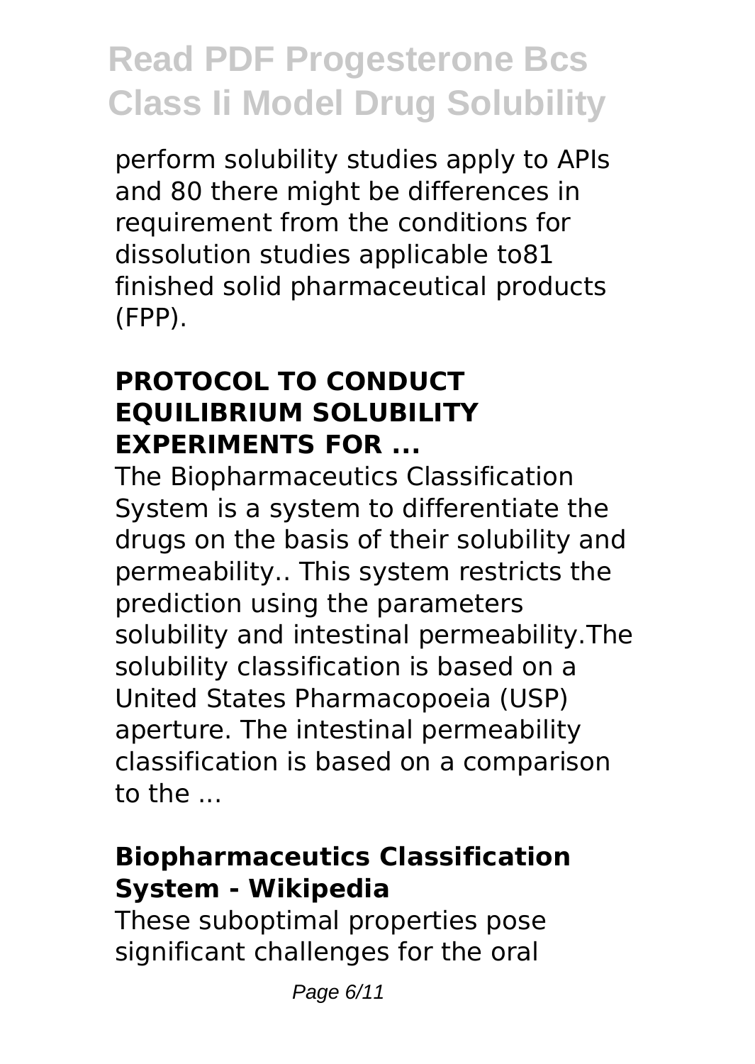perform solubility studies apply to APIs and 80 there might be differences in requirement from the conditions for dissolution studies applicable to81 finished solid pharmaceutical products (FPP).

## PROTOCOL TO CONDUCT EQUILIBRIUM SOLUBILITY EXPERIMENTS FOR ...

The Biopharmaceutics Classification System is a system to differentiate the drugs on the basis of their solubility and permeability.. This system restricts the prediction using the parameters solubility and intestinal permeability.The solubility classification is based on a United States Pharmacopoeia (USP) aperture. The intestinal permeability classification is based on a comparison to the ...

## Biopharmaceutics Classification System - Wikipedia

These suboptimal properties pose significant challenges for the oral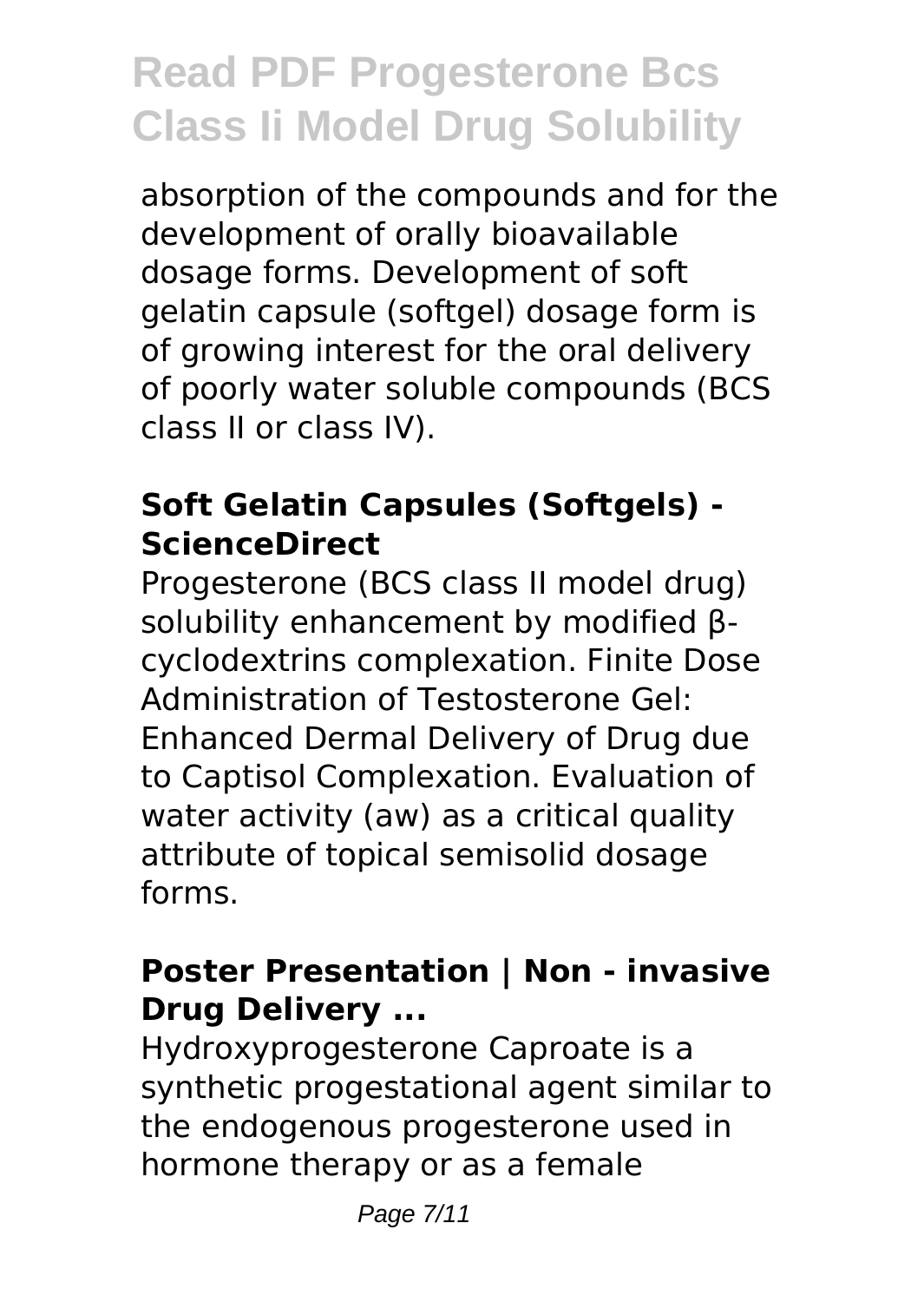absorption of the compounds and for the development of orally bioavailable dosage forms. Development of soft gelatin capsule (softgel) dosage form is of growing interest for the oral delivery of poorly water soluble compounds (BCS class II or class IV).

### Soft Gelatin Capsules (Softgels) - ScienceDirect

Progesterone (BCS class II model drug) solubility enhancement by modified β-cyclodextrins complexation. Finite Dose Administration of Testosterone Gel: Enhanced Dermal Delivery of Drug due to Captisol Complexation. Evaluation of water activity (aw) as a critical quality attribute of topical semisolid dosage forms.

### Poster Presentation | Non - invasive Drug Delivery ...

Hydroxyprogesterone Caproate is a synthetic progestational agent similar to the endogenous progesterone used in hormone therapy or as a female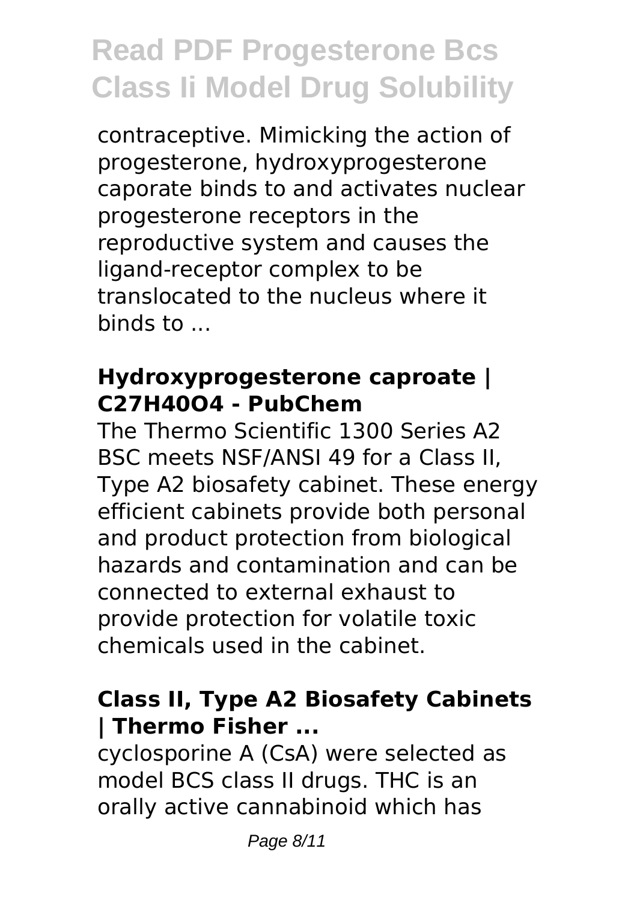contraceptive. Mimicking the action of progesterone, hydroxyprogesterone caporate binds to and activates nuclear progesterone receptors in the reproductive system and causes the ligand-receptor complex to be translocated to the nucleus where it binds to ...

### Hydroxyprogesterone caproate | C27H40O4 - PubChem

The Thermo Scientific 1300 Series A2 BSC meets NSF/ANSI 49 for a Class II, Type A2 biosafety cabinet. These energy efficient cabinets provide both personal and product protection from biological hazards and contamination and can be connected to external exhaust to provide protection for volatile toxic chemicals used in the cabinet.

### Class II, Type A2 Biosafety Cabinets | Thermo Fisher ...

cyclosporine A (CsA) were selected as model BCS class II drugs. THC is an orally active cannabinoid which has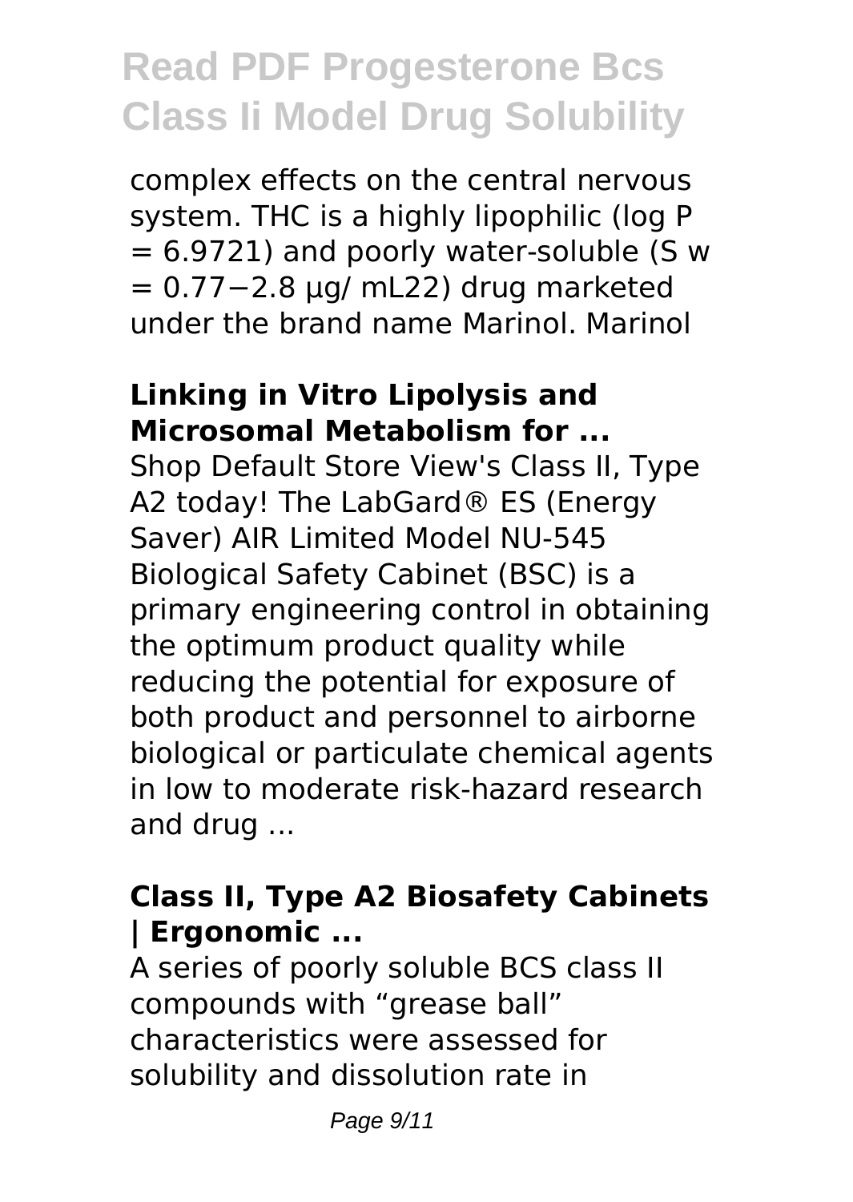complex effects on the central nervous system. THC is a highly lipophilic (log P = 6.9721) and poorly water-soluble (S w = 0.77−2.8 μg/ mL22) drug marketed under the brand name Marinol. Marinol

### Linking in Vitro Lipolysis and Microsomal Metabolism for ...

Shop Default Store View's Class II, Type A2 today! The LabGard® ES (Energy Saver) AIR Limited Model NU-545 Biological Safety Cabinet (BSC) is a primary engineering control in obtaining the optimum product quality while reducing the potential for exposure of both product and personnel to airborne biological or particulate chemical agents in low to moderate risk-hazard research and drug ...

### Class II, Type A2 Biosafety Cabinets | Ergonomic ...

A series of poorly soluble BCS class II compounds with "grease ball" characteristics were assessed for solubility and dissolution rate in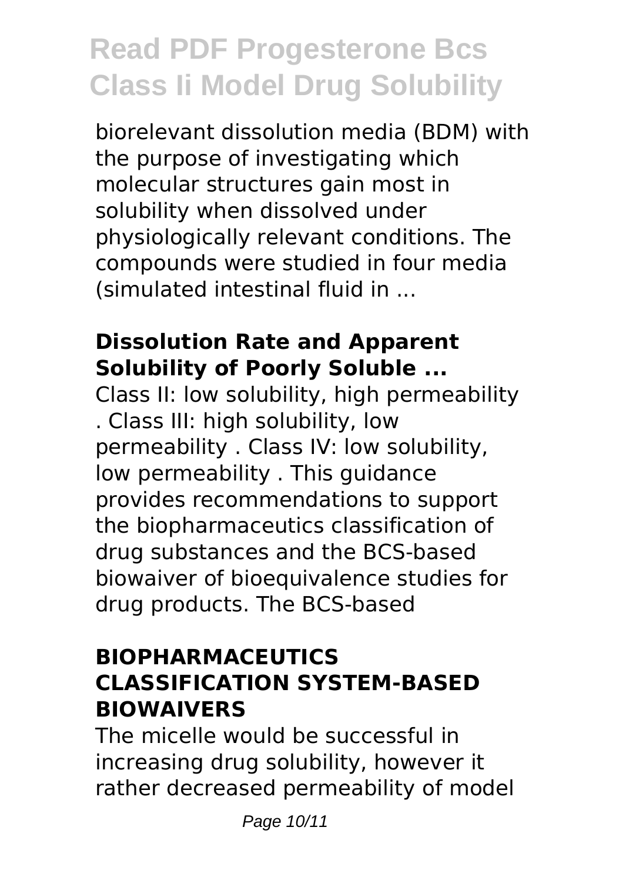biorelevant dissolution media (BDM) with the purpose of investigating which molecular structures gain most in solubility when dissolved under physiologically relevant conditions. The compounds were studied in four media (simulated intestinal fluid in ...

### Dissolution Rate and Apparent Solubility of Poorly Soluble ...

Class II: low solubility, high permeability . Class III: high solubility, low permeability . Class IV: low solubility, low permeability . This guidance provides recommendations to support the biopharmaceutics classification of drug substances and the BCS-based biowaiver of bioequivalence studies for drug products. The BCS-based

### BIOPHARMACEUTICS CLASSIFICATION SYSTEM-BASED BIOWAIVERS

The micelle would be successful in increasing drug solubility, however it rather decreased permeability of model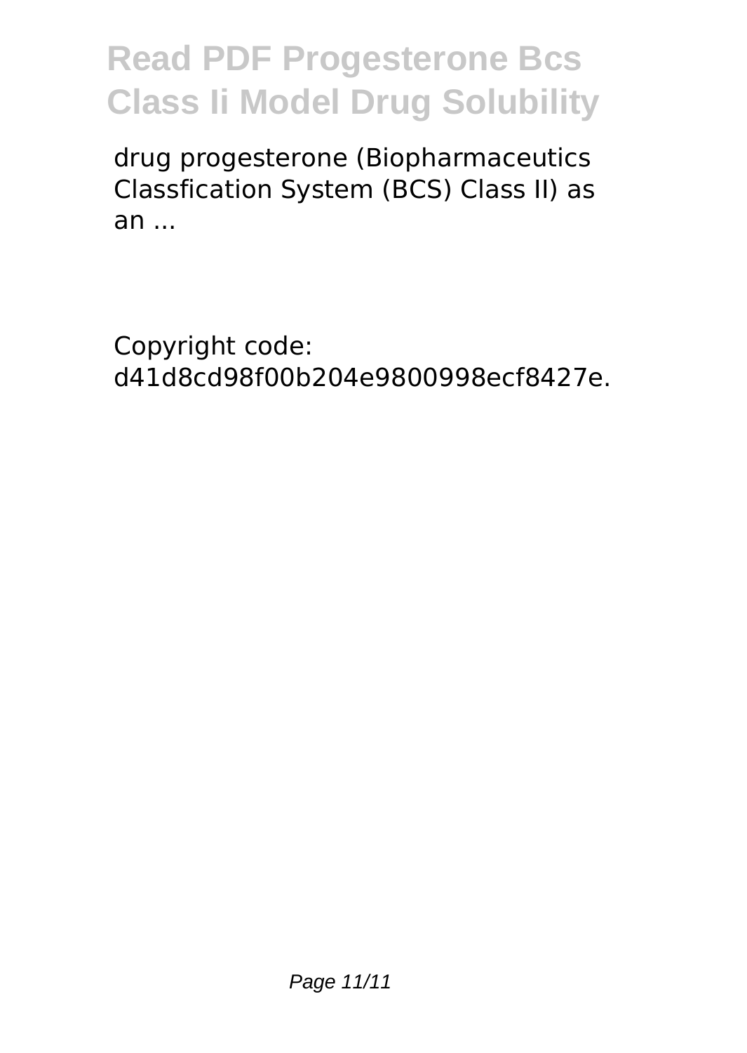drug progesterone (Biopharmaceutics Classfication System (BCS) Class II) as an ...

Copyright code: d41d8cd98f00b204e9800998ecf8427e.